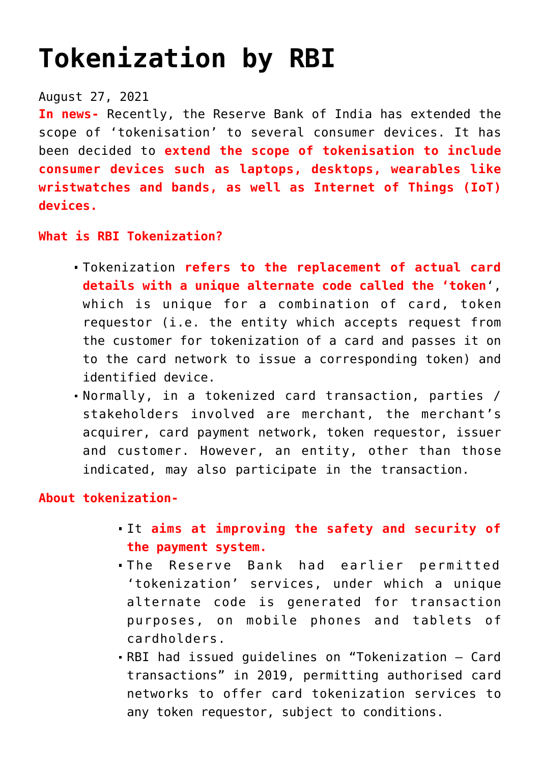# Tokenization by RBI

August 27, 2021

**In news-** Recently, the Reserve Bank of India has extended the scope of 'tokenisation' to several consumer devices. It has been decided to **extend the scope of tokenisation to include consumer devices such as laptops, desktops, wearables like wristwatches and bands, as well as Internet of Things (IoT) devices.**

**What is RBI Tokenization?**

- Tokenization **refers to the replacement of actual card details with a unique alternate code called the 'token'**, which is unique for a combination of card, token requestor (i.e. the entity which accepts request from the customer for tokenization of a card and passes it on to the card network to issue a corresponding token) and identified device.
- Normally, in a tokenized card transaction, parties / stakeholders involved are merchant, the merchant's acquirer, card payment network, token requestor, issuer and customer. However, an entity, other than those indicated, may also participate in the transaction.

**About tokenization-**

- It **aims at improving the safety and security of the payment system.**
- The Reserve Bank had earlier permitted 'tokenization' services, under which a unique alternate code is generated for transaction purposes, on mobile phones and tablets of cardholders.
- RBI had issued guidelines on "Tokenization – Card transactions" in 2019, permitting authorised card networks to offer card tokenization services to any token requestor, subject to conditions.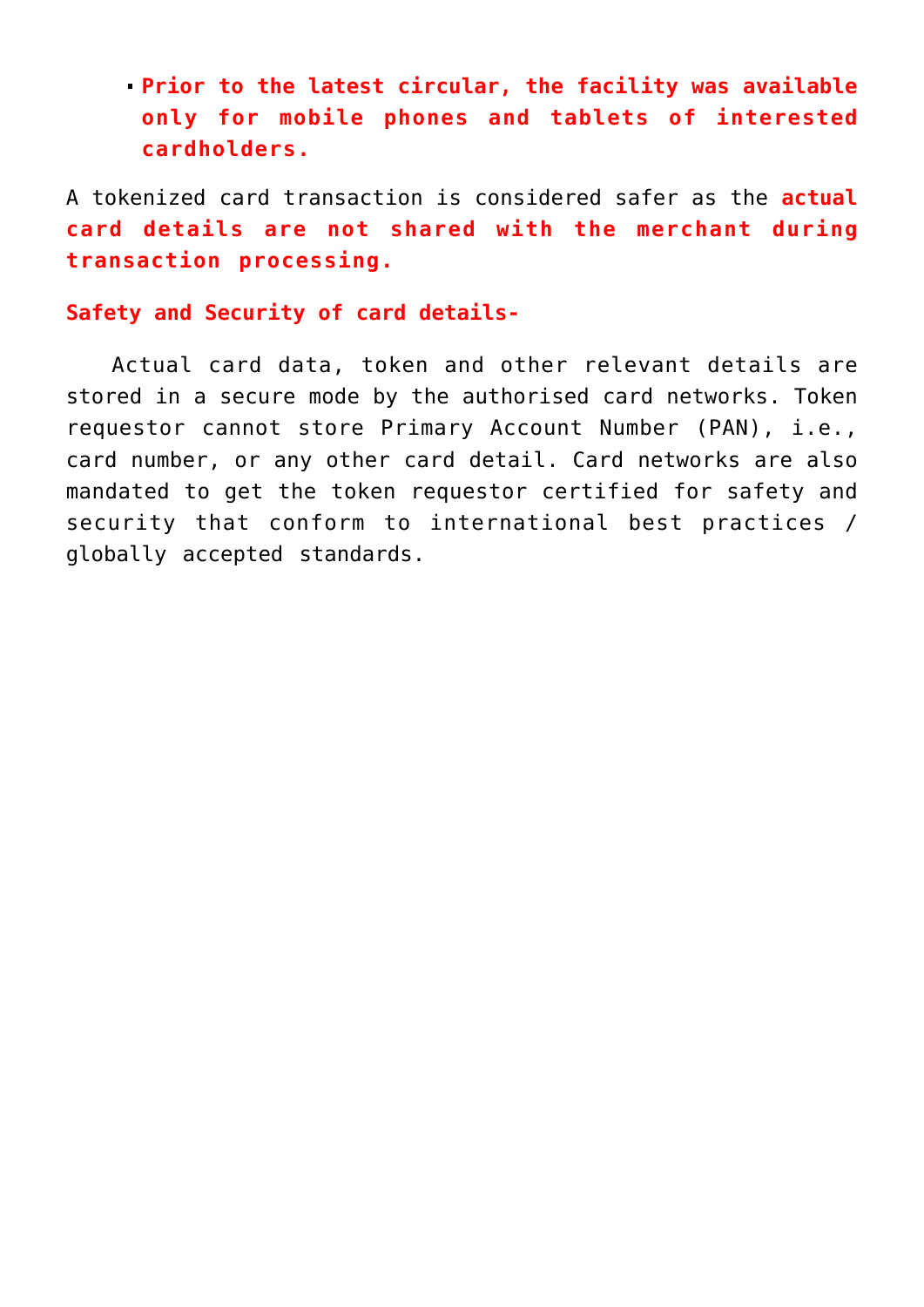- **Prior to the latest circular, the facility was available only for mobile phones and tablets of interested cardholders.**

A tokenized card transaction is considered safer as the **actual card details are not shared with the merchant during transaction processing.**

**Safety and Security of card details-**

Actual card data, token and other relevant details are stored in a secure mode by the authorised card networks. Token requestor cannot store Primary Account Number (PAN), i.e., card number, or any other card detail. Card networks are also mandated to get the token requestor certified for safety and security that conform to international best practices / globally accepted standards.